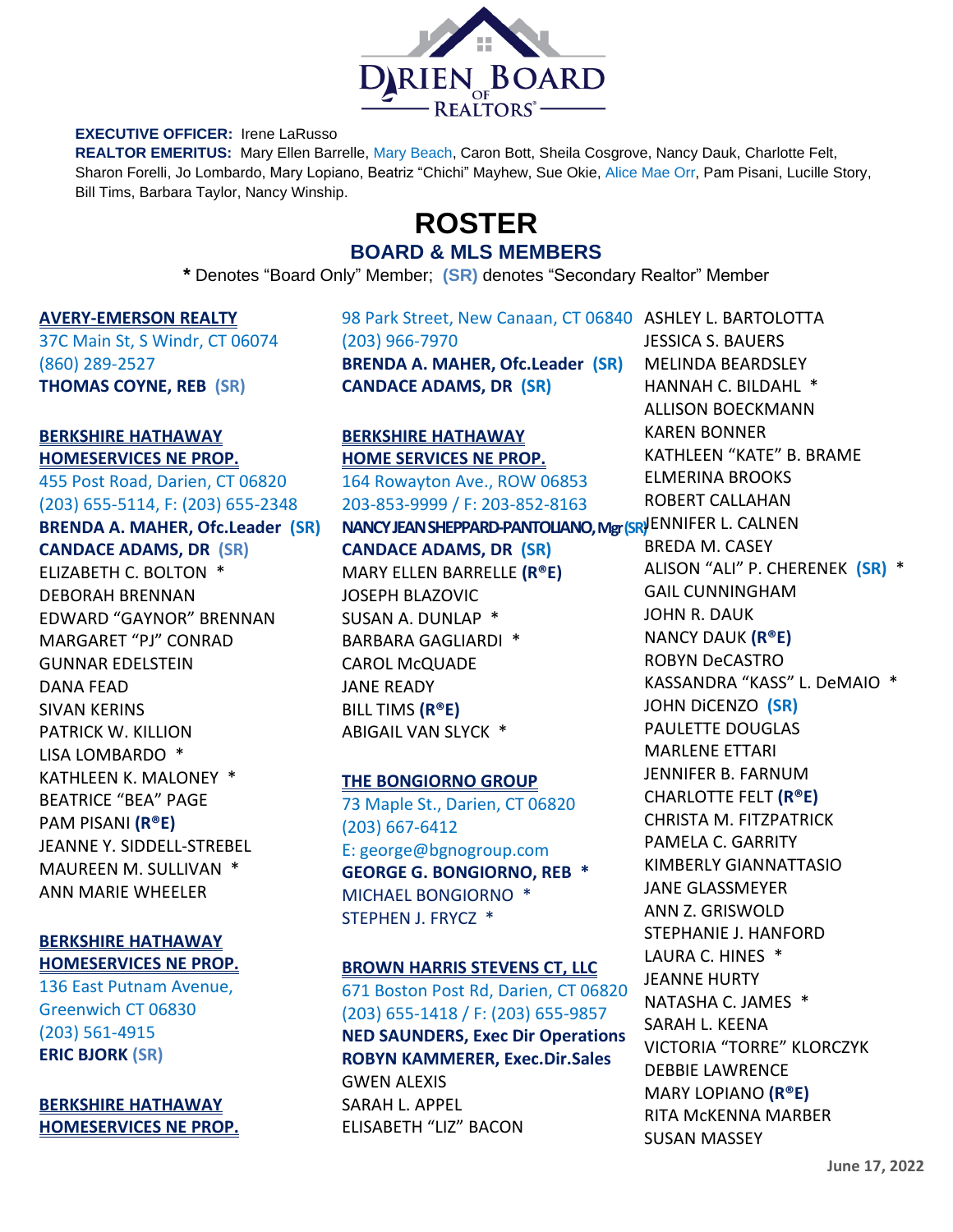# DARIEN BOARD OF REALTORS®

**EXECUTIVE OFFICER:** Irene LaRusso

**REALTOR EMERITUS:** Mary Ellen Barrelle, Mary Beach, Caron Bott, Sheila Cosgrove, Nancy Dauk, Charlotte Felt, Sharon Forelli, Jo Lombardo, Mary Lopiano, Beatriz "Chichi" Mayhew, Sue Okie, Alice Mae Orr, Pam Pisani, Lucille Story, Bill Tims, Barbara Taylor, Nancy Winship.

# ROSTER

## BOARD & MLS MEMBERS

**\*** Denotes "Board Only" Member; **(SR)** denotes "Secondary Realtor" Member

**AVERY-EMERSON REALTY**
37C Main St, S Windr, CT 06074
(860) 289-2527
**THOMAS COYNE, REB (SR)**

**BERKSHIRE HATHAWAY HOMESERVICES NE PROP.**
455 Post Road, Darien, CT 06820
(203) 655-5114, F: (203) 655-2348
**BRENDA A. MAHER, Ofc.Leader (SR)**
**CANDACE ADAMS, DR (SR)**
ELIZABETH C. BOLTON *
DEBORAH BRENNAN
EDWARD "GAYNOR" BRENNAN
MARGARET "PJ" CONRAD
GUNNAR EDELSTEIN
DANA FEAD
SIVAN KERINS
PATRICK W. KILLION
LISA LOMBARDO *
KATHLEEN K. MALONEY *
BEATRICE "BEA" PAGE
PAM PISANI **(R®E)**
JEANNE Y. SIDDELL-STREBEL
MAUREEN M. SULLIVAN *
ANN MARIE WHEELER

**BERKSHIRE HATHAWAY HOMESERVICES NE PROP.**
136 East Putnam Avenue, Greenwich CT 06830
(203) 561-4915
**ERIC BJORK (SR)**

**BERKSHIRE HATHAWAY HOMESERVICES NE PROP.**
98 Park Street, New Canaan, CT 06840
(203) 966-7970
**BRENDA A. MAHER, Ofc.Leader (SR)**
**CANDACE ADAMS, DR (SR)**

**BERKSHIRE HATHAWAY HOME SERVICES NE PROP.**
164 Rowayton Ave., ROW 06853
203-853-9999 / F: 203-852-8163
**NANCY JEAN SHEPPARD-PANTOLIANO, Mgr (SR)**
**CANDACE ADAMS, DR (SR)**
MARY ELLEN BARRELLE **(R®E)**
JOSEPH BLAZOVIC
SUSAN A. DUNLAP *
BARBARA GAGLIARDI *
CAROL McQUADE
JANE READY
BILL TIMS **(R®E)**
ABIGAIL VAN SLYCK *

**THE BONGIORNO GROUP**
73 Maple St., Darien, CT 06820
(203) 667-6412
E: george@bgnogroup.com
**GEORGE G. BONGIORNO, REB ***
MICHAEL BONGIORNO *
STEPHEN J. FRYCZ *

**BROWN HARRIS STEVENS CT, LLC**
671 Boston Post Rd, Darien, CT 06820
(203) 655-1418 / F: (203) 655-9857
**NED SAUNDERS, Exec Dir Operations**
**ROBYN KAMMERER, Exec.Dir.Sales**
GWEN ALEXIS
SARAH L. APPEL
ELISABETH "LIZ" BACON
ASHLEY L. BARTOLOTTA
JESSICA S. BAUERS
MELINDA BEARDSLEY
HANNAH C. BILDAHL *
ALLISON BOECKMANN
KAREN BONNER
KATHLEEN "KATE" B. BRAME
ELMERINA BROOKS
ROBERT CALLAHAN
JENNIFER L. CALNEN
BREDA M. CASEY
ALISON "ALI" P. CHERENEK **(SR)** *
GAIL CUNNINGHAM
JOHN R. DAUK
NANCY DAUK **(R®E)**
ROBYN DeCASTRO
KASSANDRA "KASS" L. DeMAIO *
JOHN DiCENZO **(SR)**
PAULETTE DOUGLAS
MARLENE ETTARI
JENNIFER B. FARNUM
CHARLOTTE FELT **(R®E)**
CHRISTA M. FITZPATRICK
PAMELA C. GARRITY
KIMBERLY GIANNATTASIO
JANE GLASSMEYER
ANN Z. GRISWOLD
STEPHANIE J. HANFORD
LAURA C. HINES *
JEANNE HURTY
NATASHA C. JAMES *
SARAH L. KEENA
VICTORIA "TORRE" KLORCZYK
DEBBIE LAWRENCE
MARY LOPIANO **(R®E)**
RITA McKENNA MARBER
SUSAN MASSEY

June 17, 2022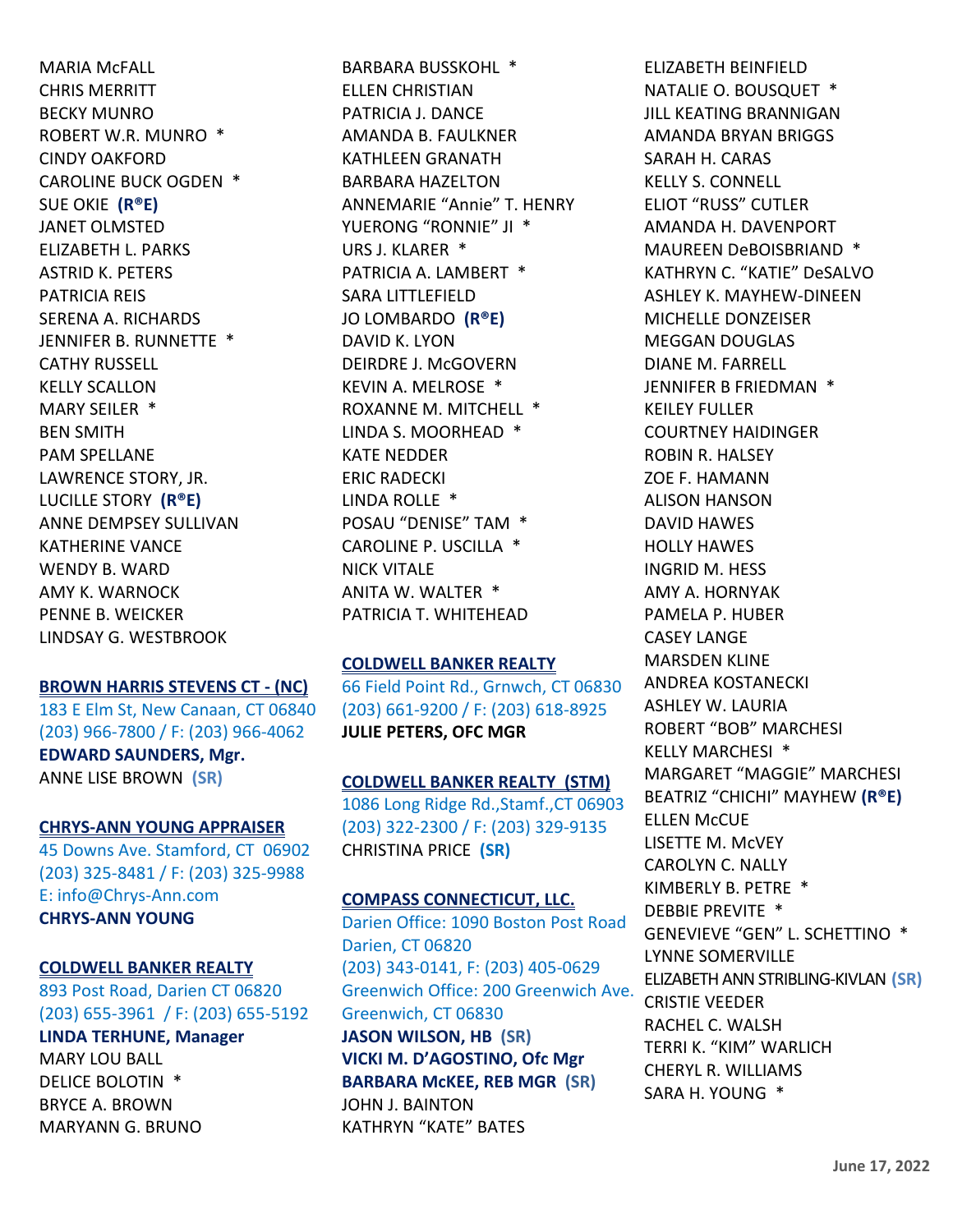MARIA McFALL
CHRIS MERRITT
BECKY MUNRO
ROBERT W.R. MUNRO *
CINDY OAKFORD
CAROLINE BUCK OGDEN *
SUE OKIE **(R®E)**
JANET OLMSTED
ELIZABETH L. PARKS
ASTRID K. PETERS
PATRICIA REIS
SERENA A. RICHARDS
JENNIFER B. RUNNETTE *
CATHY RUSSELL
KELLY SCALLON
MARY SEILER *
BEN SMITH
PAM SPELLANE
LAWRENCE STORY, JR.
LUCILLE STORY **(R®E)**
ANNE DEMPSEY SULLIVAN
KATHERINE VANCE
WENDY B. WARD
AMY K. WARNOCK
PENNE B. WEICKER
LINDSAY G. WESTBROOK

**BROWN HARRIS STEVENS CT - (NC)**
183 E Elm St, New Canaan, CT 06840
(203) 966-7800 / F: (203) 966-4062
**EDWARD SAUNDERS, Mgr.**
ANNE LISE BROWN **(SR)**

**CHRYS-ANN YOUNG APPRAISER**
45 Downs Ave. Stamford, CT 06902
(203) 325-8481 / F: (203) 325-9988
E: info@Chrys-Ann.com
**CHRYS-ANN YOUNG**

**COLDWELL BANKER REALTY**
893 Post Road, Darien CT 06820
(203) 655-3961 / F: (203) 655-5192
**LINDA TERHUNE, Manager**
MARY LOU BALL
DELICE BOLOTIN *
BRYCE A. BROWN
MARYANN G. BRUNO
BARBARA BUSSKOHL *
ELLEN CHRISTIAN
PATRICIA J. DANCE
AMANDA B. FAULKNER
KATHLEEN GRANATH
BARBARA HAZELTON
ANNEMARIE "Annie" T. HENRY
YUERONG "RONNIE" JI *
URS J. KLARER *
PATRICIA A. LAMBERT *
SARA LITTLEFIELD
JO LOMBARDO **(R®E)**
DAVID K. LYON
DEIRDRE J. McGOVERN
KEVIN A. MELROSE *
ROXANNE M. MITCHELL *
LINDA S. MOORHEAD *
KATE NEDDER
ERIC RADECKI
LINDA ROLLE *
POSAU "DENISE" TAM *
CAROLINE P. USCILLA *
NICK VITALE
ANITA W. WALTER *
PATRICIA T. WHITEHEAD

**COLDWELL BANKER REALTY**
66 Field Point Rd., Grnwch, CT 06830
(203) 661-9200 / F: (203) 618-8925
**JULIE PETERS, OFC MGR**

**COLDWELL BANKER REALTY (STM)**
1086 Long Ridge Rd.,Stamf.,CT 06903
(203) 322-2300 / F: (203) 329-9135
CHRISTINA PRICE **(SR)**

**COMPASS CONNECTICUT, LLC.**
Darien Office: 1090 Boston Post Road
Darien, CT 06820
(203) 343-0141, F: (203) 405-0629
Greenwich Office: 200 Greenwich Ave.
Greenwich, CT 06830
**JASON WILSON, HB (SR)**
**VICKI M. D'AGOSTINO, Ofc Mgr**
**BARBARA McKEE, REB MGR (SR)**
JOHN J. BAINTON
KATHRYN "KATE" BATES
ELIZABETH BEINFIELD
NATALIE O. BOUSQUET *
JILL KEATING BRANNIGAN
AMANDA BRYAN BRIGGS
SARAH H. CARAS
KELLY S. CONNELL
ELIOT "RUSS" CUTLER
AMANDA H. DAVENPORT
MAUREEN DeBOISBRIAND *
KATHRYN C. "KATIE" DeSALVO
ASHLEY K. MAYHEW-DINEEN
MICHELLE DONZEISER
MEGGAN DOUGLAS
DIANE M. FARRELL
JENNIFER B FRIEDMAN *
KEILEY FULLER
COURTNEY HAIDINGER
ROBIN R. HALSEY
ZOE F. HAMANN
ALISON HANSON
DAVID HAWES
HOLLY HAWES
INGRID M. HESS
AMY A. HORNYAK
PAMELA P. HUBER
CASEY LANGE
MARSDEN KLINE
ANDREA KOSTANECKI
ASHLEY W. LAURIA
ROBERT "BOB" MARCHESI
KELLY MARCHESI *
MARGARET "MAGGIE" MARCHESI
BEATRIZ "CHICHI" MAYHEW **(R®E)**
ELLEN McCUE
LISETTE M. McVEY
CAROLYN C. NALLY
KIMBERLY B. PETRE *
DEBBIE PREVITE *
GENEVIEVE "GEN" L. SCHETTINO *
LYNNE SOMERVILLE
ELIZABETH ANN STRIBLING-KIVLAN **(SR)**
CRISTIE VEEDER
RACHEL C. WALSH
TERRI K. "KIM" WARLICH
CHERYL R. WILLIAMS
SARA H. YOUNG *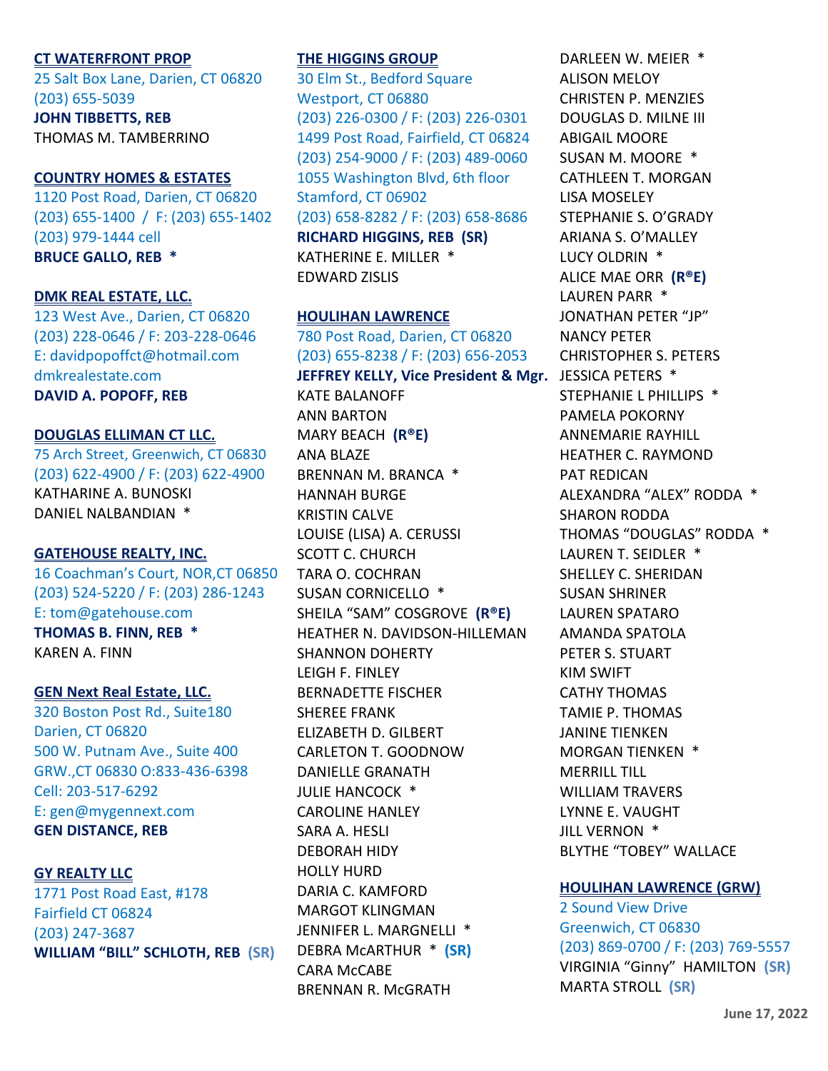**CT WATERFRONT PROP**
25 Salt Box Lane, Darien, CT 06820
(203) 655-5039
**JOHN TIBBETTS, REB**
THOMAS M. TAMBERRINO

**COUNTRY HOMES & ESTATES**
1120 Post Road, Darien, CT 06820
(203) 655-1400 / F: (203) 655-1402
(203) 979-1444 cell
**BRUCE GALLO, REB ***

**DMK REAL ESTATE, LLC.**
123 West Ave., Darien, CT 06820
(203) 228-0646 / F: 203-228-0646
E: davidpopoffct@hotmail.com
dmkrealestate.com
**DAVID A. POPOFF, REB**

**DOUGLAS ELLIMAN CT LLC.**
75 Arch Street, Greenwich, CT 06830
(203) 622-4900 / F: (203) 622-4900
KATHARINE A. BUNOSKI
DANIEL NALBANDIAN *

**GATEHOUSE REALTY, INC.**
16 Coachman's Court, NOR,CT 06850
(203) 524-5220 / F: (203) 286-1243
E: tom@gatehouse.com
**THOMAS B. FINN, REB ***
KAREN A. FINN

**GEN Next Real Estate, LLC.**
320 Boston Post Rd., Suite180
Darien, CT 06820
500 W. Putnam Ave., Suite 400
GRW.,CT 06830 O:833-436-6398
Cell: 203-517-6292
E: gen@mygennext.com
**GEN DISTANCE, REB**

**GY REALTY LLC**
1771 Post Road East, #178
Fairfield CT 06824
(203) 247-3687
**WILLIAM "BILL" SCHLOTH, REB (SR)**

**THE HIGGINS GROUP**
30 Elm St., Bedford Square
Westport, CT 06880
(203) 226-0300 / F: (203) 226-0301
1499 Post Road, Fairfield, CT 06824
(203) 254-9000 / F: (203) 489-0060
1055 Washington Blvd, 6th floor
Stamford, CT 06902
(203) 658-8282 / F: (203) 658-8686
**RICHARD HIGGINS, REB (SR)**
KATHERINE E. MILLER *
EDWARD ZISLIS

**HOULIHAN LAWRENCE**
780 Post Road, Darien, CT 06820
(203) 655-8238 / F: (203) 656-2053
**JEFFREY KELLY, Vice President & Mgr.**
KATE BALANOFF
ANN BARTON
MARY BEACH **(R®E)**
ANA BLAZE
BRENNAN M. BRANCA *
HANNAH BURGE
KRISTIN CALVE
LOUISE (LISA) A. CERUSSI
SCOTT C. CHURCH
TARA O. COCHRAN
SUSAN CORNICELLO *
SHEILA "SAM" COSGROVE **(R®E)**
HEATHER N. DAVIDSON-HILLEMAN
SHANNON DOHERTY
LEIGH F. FINLEY
BERNADETTE FISCHER
SHEREE FRANK
ELIZABETH D. GILBERT
CARLETON T. GOODNOW
DANIELLE GRANATH
JULIE HANCOCK *
CAROLINE HANLEY
SARA A. HESLI
DEBORAH HIDY
HOLLY HURD
DARIA C. KAMFORD
MARGOT KLINGMAN
JENNIFER L. MARGNELLI *
DEBRA McARTHUR * **(SR)**
CARA McCABE
BRENNAN R. McGRATH
DARLEEN W. MEIER *
ALISON MELOY
CHRISTEN P. MENZIES
DOUGLAS D. MILNE III
ABIGAIL MOORE
SUSAN M. MOORE *
CATHLEEN T. MORGAN
LISA MOSELEY
STEPHANIE S. O'GRADY
ARIANA S. O'MALLEY
LUCY OLDRIN *
ALICE MAE ORR **(R®E)**
LAUREN PARR *
JONATHAN PETER "JP"
NANCY PETER
CHRISTOPHER S. PETERS
JESSICA PETERS *
STEPHANIE L PHILLIPS *
PAMELA POKORNY
ANNEMARIE RAYHILL
HEATHER C. RAYMOND
PAT REDICAN
ALEXANDRA "ALEX" RODDA *
SHARON RODDA
THOMAS "DOUGLAS" RODDA *
LAUREN T. SEIDLER *
SHELLEY C. SHERIDAN
SUSAN SHRINER
LAUREN SPATARO
AMANDA SPATOLA
PETER S. STUART
KIM SWIFT
CATHY THOMAS
TAMIE P. THOMAS
JANINE TIENKEN
MORGAN TIENKEN *
MERRILL TILL
WILLIAM TRAVERS
LYNNE E. VAUGHT
JILL VERNON *
BLYTHE "TOBEY" WALLACE

**HOULIHAN LAWRENCE (GRW)**
2 Sound View Drive
Greenwich, CT 06830
(203) 869-0700 / F: (203) 769-5557
VIRGINIA "Ginny" HAMILTON **(SR)**
MARTA STROLL **(SR)**

June 17, 2022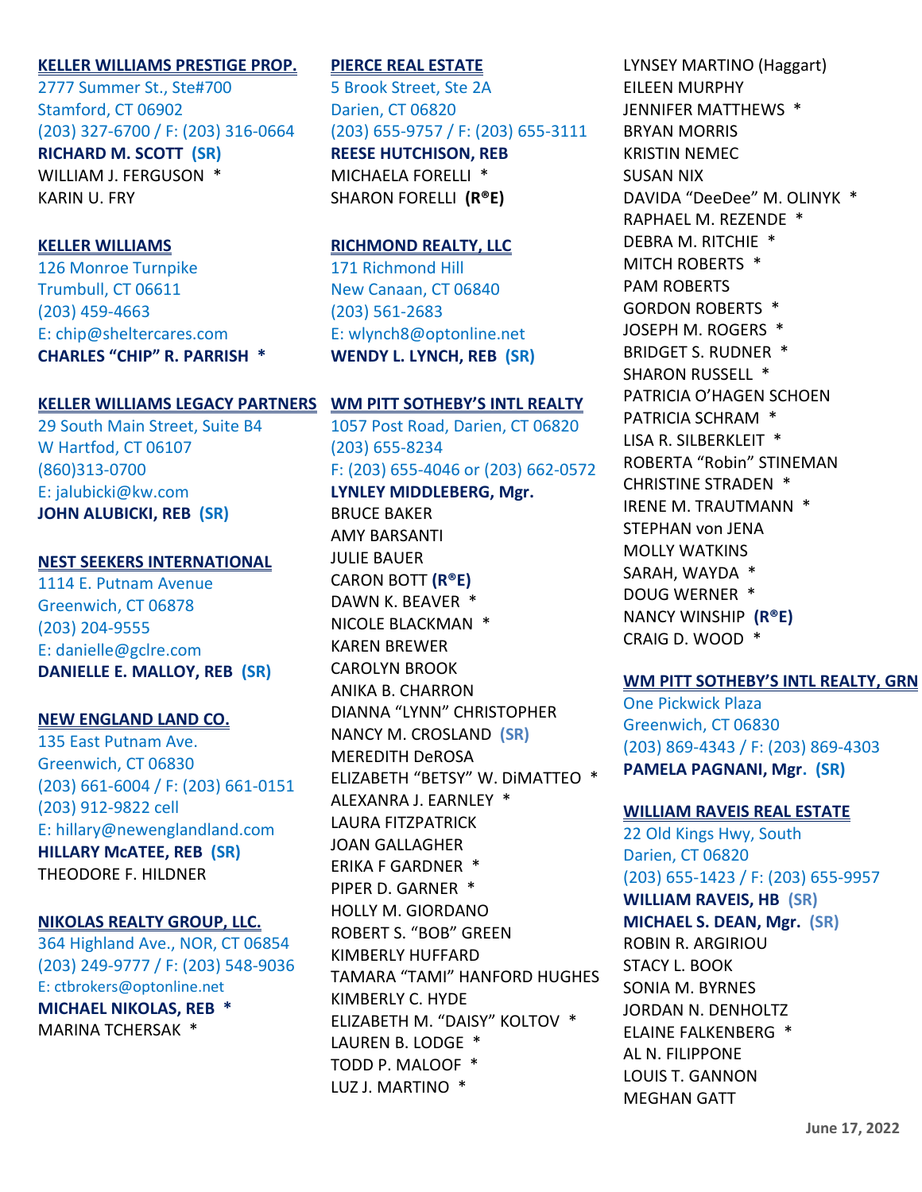**KELLER WILLIAMS PRESTIGE PROP.**
2777 Summer St., Ste#700
Stamford, CT 06902
(203) 327-6700 / F: (203) 316-0664
**RICHARD M. SCOTT (SR)**
WILLIAM J. FERGUSON *
KARIN U. FRY

**KELLER WILLIAMS**
126 Monroe Turnpike
Trumbull, CT 06611
(203) 459-4663
E: chip@sheltercares.com
**CHARLES "CHIP" R. PARRISH ***

**KELLER WILLIAMS LEGACY PARTNERS**
29 South Main Street, Suite B4
W Hartford, CT 06107
(860)313-0700
E: jalubicki@kw.com
**JOHN ALUBICKI, REB (SR)**

**NEST SEEKERS INTERNATIONAL**
1114 E. Putnam Avenue
Greenwich, CT 06878
(203) 204-9555
E: danielle@gclre.com
**DANIELLE E. MALLOY, REB (SR)**

**NEW ENGLAND LAND CO.**
135 East Putnam Ave.
Greenwich, CT 06830
(203) 661-6004 / F: (203) 661-0151
(203) 912-9822 cell
E: hillary@newenglandland.com
**HILLARY McATEE, REB (SR)**
THEODORE F. HILDNER

**NIKOLAS REALTY GROUP, LLC.**
364 Highland Ave., NOR, CT 06854
(203) 249-9777 / F: (203) 548-9036
E: ctbrokers@optonline.net
**MICHAEL NIKOLAS, REB ***
MARINA TCHERSAK *

**PIERCE REAL ESTATE**
5 Brook Street, Ste 2A
Darien, CT 06820
(203) 655-9757 / F: (203) 655-3111
**REESE HUTCHISON, REB**
MICHAELA FORELLI *
SHARON FORELLI **(R®E)**

**RICHMOND REALTY, LLC**
171 Richmond Hill
New Canaan, CT 06840
(203) 561-2683
E: wlynch8@optonline.net
**WENDY L. LYNCH, REB (SR)**

**WM PITT SOTHEBY'S INTL REALTY**
1057 Post Road, Darien, CT 06820
(203) 655-8234
F: (203) 655-4046 or (203) 662-0572
**LYNLEY MIDDLEBERG, Mgr.**
BRUCE BAKER
AMY BARSANTI
JULIE BAUER
CARON BOTT **(R®E)**
DAWN K. BEAVER *
NICOLE BLACKMAN *
KAREN BREWER
CAROLYN BROOK
ANIKA B. CHARRON
DIANNA "LYNN" CHRISTOPHER
NANCY M. CROSLAND **(SR)**
MEREDITH DeROSA
ELIZABETH "BETSY" W. DiMATTEO *
ALEXANRA J. EARNLEY *
LAURA FITZPATRICK
JOAN GALLAGHER
ERIKA F GARDNER *
PIPER D. GARNER *
HOLLY M. GIORDANO
ROBERT S. "BOB" GREEN
KIMBERLY HUFFARD
TAMARA "TAMI" HANFORD HUGHES
KIMBERLY C. HYDE
ELIZABETH M. "DAISY" KOLTOV *
LAUREN B. LODGE *
TODD P. MALOOF *
LUZ J. MARTINO *
LYNSEY MARTINO (Haggart)
EILEEN MURPHY
JENNIFER MATTHEWS *
BRYAN MORRIS
KRISTIN NEMEC
SUSAN NIX
DAVIDA "DeeDee" M. OLINYK *
RAPHAEL M. REZENDE *
DEBRA M. RITCHIE *
MITCH ROBERTS *
PAM ROBERTS
GORDON ROBERTS *
JOSEPH M. ROGERS *
BRIDGET S. RUDNER *
SHARON RUSSELL *
PATRICIA O'HAGEN SCHOEN
PATRICIA SCHRAM *
LISA R. SILBERKLEIT *
ROBERTA "Robin" STINEMAN
CHRISTINE STRADEN *
IRENE M. TRAUTMANN *
STEPHAN von JENA
MOLLY WATKINS
SARAH, WAYDA *
DOUG WERNER *
NANCY WINSHIP **(R®E)**
CRAIG D. WOOD *

**WM PITT SOTHEBY'S INTL REALTY, GRN**
One Pickwick Plaza
Greenwich, CT 06830
(203) 869-4343 / F: (203) 869-4303
**PAMELA PAGNANI, Mgr. (SR)**

**WILLIAM RAVEIS REAL ESTATE**
22 Old Kings Hwy, South
Darien, CT 06820
(203) 655-1423 / F: (203) 655-9957
**WILLIAM RAVEIS, HB (SR)**
**MICHAEL S. DEAN, Mgr. (SR)**
ROBIN R. ARGIRIOU
STACY L. BOOK
SONIA M. BYRNES
JORDAN N. DENHOLTZ
ELAINE FALKENBERG *
AL N. FILIPPONE
LOUIS T. GANNON
MEGHAN GATT

June 17, 2022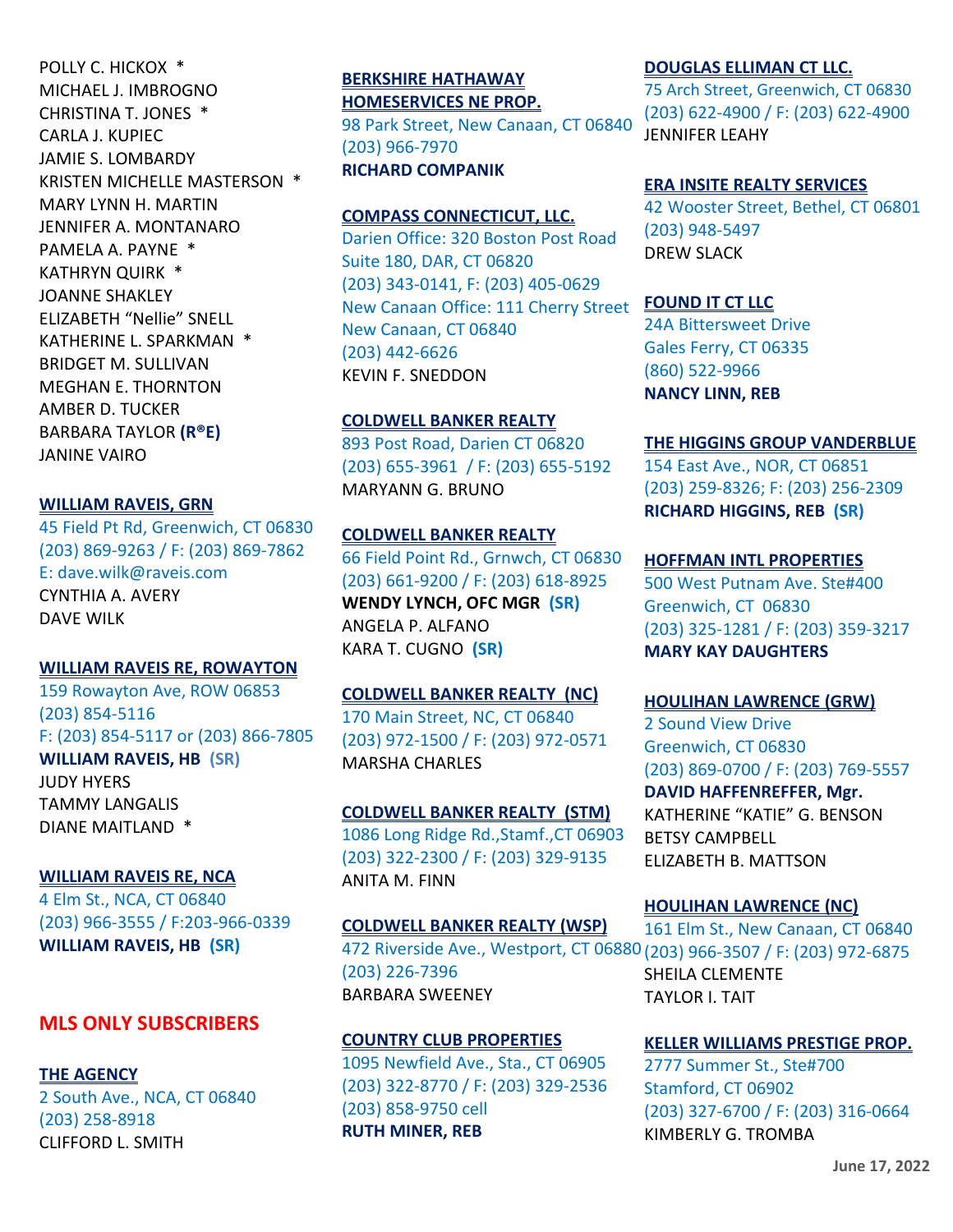POLLY C. HICKOX *
MICHAEL J. IMBROGNO
CHRISTINA T. JONES *
CARLA J. KUPIEC
JAMIE S. LOMBARDY
KRISTEN MICHELLE MASTERSON *
MARY LYNN H. MARTIN
JENNIFER A. MONTANARO
PAMELA A. PAYNE *
KATHRYN QUIRK *
JOANNE SHAKLEY
ELIZABETH "Nellie" SNELL
KATHERINE L. SPARKMAN *
BRIDGET M. SULLIVAN
MEGHAN E. THORNTON
AMBER D. TUCKER
BARBARA TAYLOR **(R®E)**
JANINE VAIRO

**WILLIAM RAVEIS, GRN**
45 Field Pt Rd, Greenwich, CT 06830
(203) 869-9263 / F: (203) 869-7862
E: dave.wilk@raveis.com
CYNTHIA A. AVERY
DAVE WILK

**WILLIAM RAVEIS RE, ROWAYTON**
159 Rowayton Ave, ROW 06853
(203) 854-5116
F: (203) 854-5117 or (203) 866-7805
**WILLIAM RAVEIS, HB (SR)**
JUDY HYERS
TAMMY LANGALIS
DIANE MAITLAND *

**WILLIAM RAVEIS RE, NCA**
4 Elm St., NCA, CT 06840
(203) 966-3555 / F:203-966-0339
**WILLIAM RAVEIS, HB (SR)**

## MLS ONLY SUBSCRIBERS

**THE AGENCY**
2 South Ave., NCA, CT 06840
(203) 258-8918
CLIFFORD L. SMITH

**BERKSHIRE HATHAWAY HOMESERVICES NE PROP.**
98 Park Street, New Canaan, CT 06840
(203) 966-7970
**RICHARD COMPANIK**

**COMPASS CONNECTICUT, LLC.**
Darien Office: 320 Boston Post Road Suite 180, DAR, CT 06820
(203) 343-0141, F: (203) 405-0629
New Canaan Office: 111 Cherry Street New Canaan, CT 06840
(203) 442-6626
KEVIN F. SNEDDON

**COLDWELL BANKER REALTY**
893 Post Road, Darien CT 06820
(203) 655-3961 / F: (203) 655-5192
MARYANN G. BRUNO

**COLDWELL BANKER REALTY**
66 Field Point Rd., Grnwch, CT 06830
(203) 661-9200 / F: (203) 618-8925
**WENDY LYNCH, OFC MGR (SR)**
ANGELA P. ALFANO
KARA T. CUGNO **(SR)**

**COLDWELL BANKER REALTY (NC)**
170 Main Street, NC, CT 06840
(203) 972-1500 / F: (203) 972-0571
MARSHA CHARLES

**COLDWELL BANKER REALTY (STM)**
1086 Long Ridge Rd.,Stamf.,CT 06903
(203) 322-2300 / F: (203) 329-9135
ANITA M. FINN

**COLDWELL BANKER REALTY (WSP)**
472 Riverside Ave., Westport, CT 06880
(203) 226-7396
BARBARA SWEENEY

**COUNTRY CLUB PROPERTIES**
1095 Newfield Ave., Sta., CT 06905
(203) 322-8770 / F: (203) 329-2536
(203) 858-9750 cell
**RUTH MINER, REB**

**DOUGLAS ELLIMAN CT LLC.**
75 Arch Street, Greenwich, CT 06830
(203) 622-4900 / F: (203) 622-4900
JENNIFER LEAHY

**ERA INSITE REALTY SERVICES**
42 Wooster Street, Bethel, CT 06801
(203) 948-5497
DREW SLACK

**FOUND IT CT LLC**
24A Bittersweet Drive
Gales Ferry, CT 06335
(860) 522-9966
**NANCY LINN, REB**

**THE HIGGINS GROUP VANDERBLUE**
154 East Ave., NOR, CT 06851
(203) 259-8326; F: (203) 256-2309
**RICHARD HIGGINS, REB (SR)**

**HOFFMAN INTL PROPERTIES**
500 West Putnam Ave. Ste#400
Greenwich, CT 06830
(203) 325-1281 / F: (203) 359-3217
**MARY KAY DAUGHTERS**

**HOULIHAN LAWRENCE (GRW)**
2 Sound View Drive
Greenwich, CT 06830
(203) 869-0700 / F: (203) 769-5557
**DAVID HAFFENREFFER, Mgr.**
KATHERINE "KATIE" G. BENSON
BETSY CAMPBELL
ELIZABETH B. MATTSON

**HOULIHAN LAWRENCE (NC)**
161 Elm St., New Canaan, CT 06840
(203) 966-3507 / F: (203) 972-6875
SHEILA CLEMENTE
TAYLOR I. TAIT

**KELLER WILLIAMS PRESTIGE PROP.**
2777 Summer St., Ste#700
Stamford, CT 06902
(203) 327-6700 / F: (203) 316-0664
KIMBERLY G. TROMBA

June 17, 2022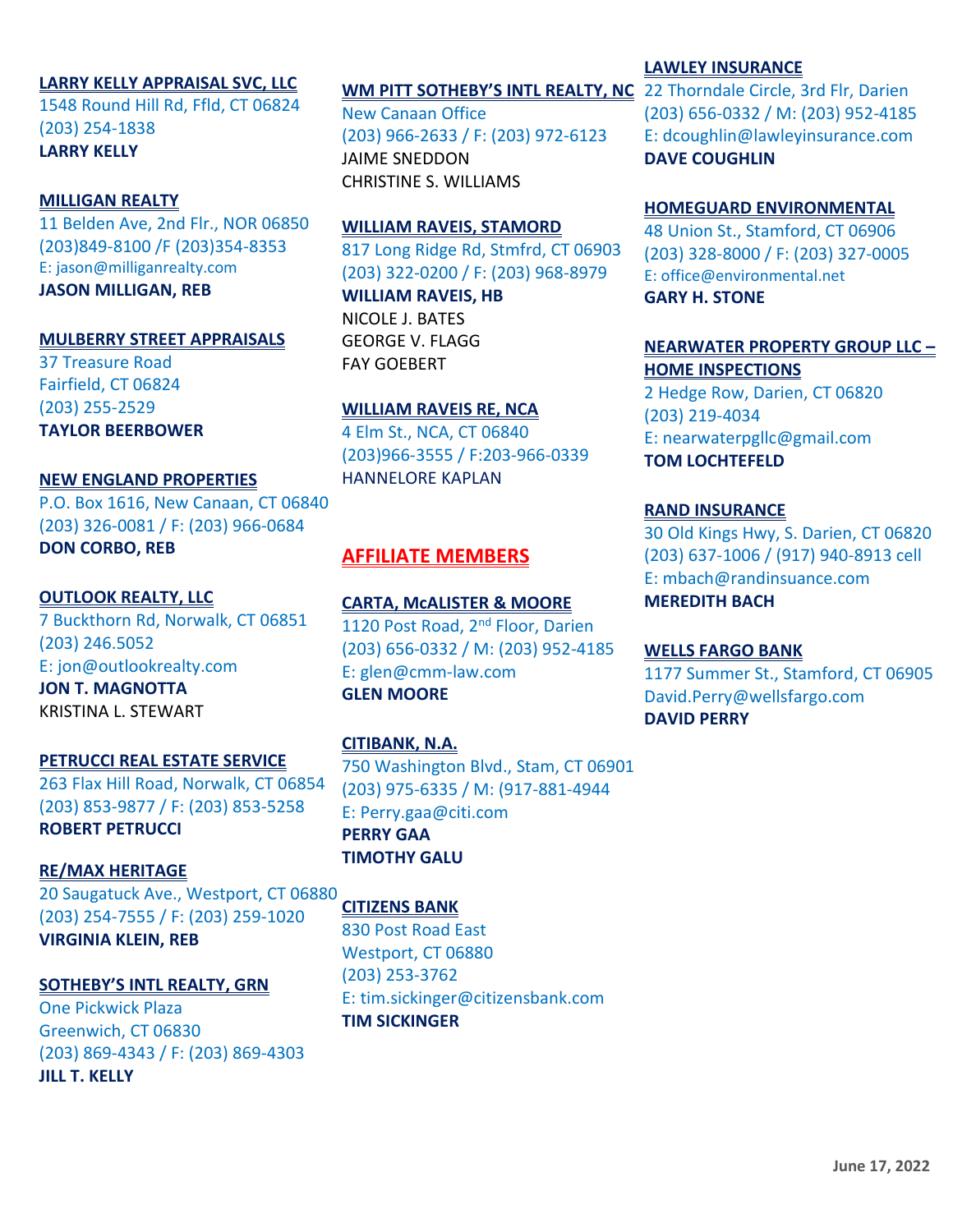**LARRY KELLY APPRAISAL SVC, LLC**
1548 Round Hill Rd, Ffld, CT 06824
(203) 254-1838
**LARRY KELLY**

**MILLIGAN REALTY**
11 Belden Ave, 2nd Flr., NOR 06850
(203)849-8100 /F (203)354-8353
E: jason@milliganrealty.com
**JASON MILLIGAN, REB**

**MULBERRY STREET APPRAISALS**
37 Treasure Road
Fairfield, CT 06824
(203) 255-2529
**TAYLOR BEERBOWER**

**NEW ENGLAND PROPERTIES**
P.O. Box 1616, New Canaan, CT 06840
(203) 326-0081 / F: (203) 966-0684
**DON CORBO, REB**

**OUTLOOK REALTY, LLC**
7 Buckthorn Rd, Norwalk, CT 06851
(203) 246.5052
E: jon@outlookrealty.com
**JON T. MAGNOTTA**
KRISTINA L. STEWART

**PETRUCCI REAL ESTATE SERVICE**
263 Flax Hill Road, Norwalk, CT 06854
(203) 853-9877 / F: (203) 853-5258
**ROBERT PETRUCCI**

**RE/MAX HERITAGE**
20 Saugatuck Ave., Westport, CT 06880
(203) 254-7555 / F: (203) 259-1020
**VIRGINIA KLEIN, REB**

**SOTHEBY'S INTL REALTY, GRN**
One Pickwick Plaza
Greenwich, CT 06830
(203) 869-4343 / F: (203) 869-4303
**JILL T. KELLY**

**WM PITT SOTHEBY'S INTL REALTY, NC**
New Canaan Office
(203) 966-2633 / F: (203) 972-6123
JAIME SNEDDON
CHRISTINE S. WILLIAMS

**WILLIAM RAVEIS, STAMORD**
817 Long Ridge Rd, Stmfrd, CT 06903
(203) 322-0200 / F: (203) 968-8979
**WILLIAM RAVEIS, HB**
NICOLE J. BATES
GEORGE V. FLAGG
FAY GOEBERT

**WILLIAM RAVEIS RE, NCA**
4 Elm St., NCA, CT 06840
(203)966-3555 / F:203-966-0339
HANNELORE KAPLAN

## AFFILIATE MEMBERS

**CARTA, McALISTER & MOORE**
1120 Post Road, 2nd Floor, Darien
(203) 656-0332 / M: (203) 952-4185
E: glen@cmm-law.com
**GLEN MOORE**

**CITIBANK, N.A.**
750 Washington Blvd., Stam, CT 06901
(203) 975-6335 / M: (917-881-4944
E: Perry.gaa@citi.com
**PERRY GAA**
**TIMOTHY GALU**

**CITIZENS BANK**
830 Post Road East
Westport, CT 06880
(203) 253-3762
E: tim.sickinger@citizensbank.com
**TIM SICKINGER**

**LAWLEY INSURANCE**
22 Thorndale Circle, 3rd Flr, Darien
(203) 656-0332 / M: (203) 952-4185
E: dcoughlin@lawleyinsurance.com
**DAVE COUGHLIN**

**HOMEGUARD ENVIRONMENTAL**
48 Union St., Stamford, CT 06906
(203) 328-8000 / F: (203) 327-0005
E: office@environmental.net
**GARY H. STONE**

**NEARWATER PROPERTY GROUP LLC – HOME INSPECTIONS**
2 Hedge Row, Darien, CT 06820
(203) 219-4034
E: nearwaterpgllc@gmail.com
**TOM LOCHTEFELD**

**RAND INSURANCE**
30 Old Kings Hwy, S. Darien, CT 06820
(203) 637-1006 / (917) 940-8913 cell
E: mbach@randinsuance.com
**MEREDITH BACH**

**WELLS FARGO BANK**
1177 Summer St., Stamford, CT 06905
David.Perry@wellsfargo.com
**DAVID PERRY**

**June 17, 2022**